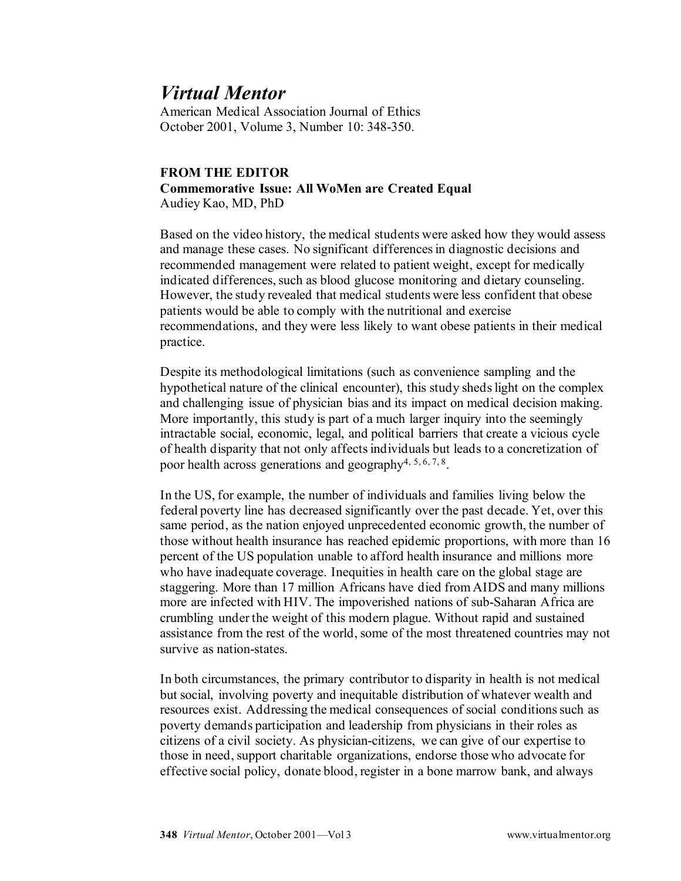# *Virtual Mentor*

American Medical Association Journal of Ethics
October 2001, Volume 3, Number 10: 348-350.

**FROM THE EDITOR**
**Commemorative Issue: All WoMen are Created Equal**
Audiey Kao, MD, PhD

Based on the video history, the medical students were asked how they would assess and manage these cases. No significant differences in diagnostic decisions and recommended management were related to patient weight, except for medically indicated differences, such as blood glucose monitoring and dietary counseling. However, the study revealed that medical students were less confident that obese patients would be able to comply with the nutritional and exercise recommendations, and they were less likely to want obese patients in their medical practice.

Despite its methodological limitations (such as convenience sampling and the hypothetical nature of the clinical encounter), this study sheds light on the complex and challenging issue of physician bias and its impact on medical decision making. More importantly, this study is part of a much larger inquiry into the seemingly intractable social, economic, legal, and political barriers that create a vicious cycle of health disparity that not only affects individuals but leads to a concretization of poor health across generations and geography[4, 5, 6, 7, 8].

In the US, for example, the number of individuals and families living below the federal poverty line has decreased significantly over the past decade. Yet, over this same period, as the nation enjoyed unprecedented economic growth, the number of those without health insurance has reached epidemic proportions, with more than 16 percent of the US population unable to afford health insurance and millions more who have inadequate coverage. Inequities in health care on the global stage are staggering. More than 17 million Africans have died from AIDS and many millions more are infected with HIV. The impoverished nations of sub-Saharan Africa are crumbling under the weight of this modern plague. Without rapid and sustained assistance from the rest of the world, some of the most threatened countries may not survive as nation-states.

In both circumstances, the primary contributor to disparity in health is not medical but social, involving poverty and inequitable distribution of whatever wealth and resources exist. Addressing the medical consequences of social conditions such as poverty demands participation and leadership from physicians in their roles as citizens of a civil society. As physician-citizens, we can give of our expertise to those in need, support charitable organizations, endorse those who advocate for effective social policy, donate blood, register in a bone marrow bank, and always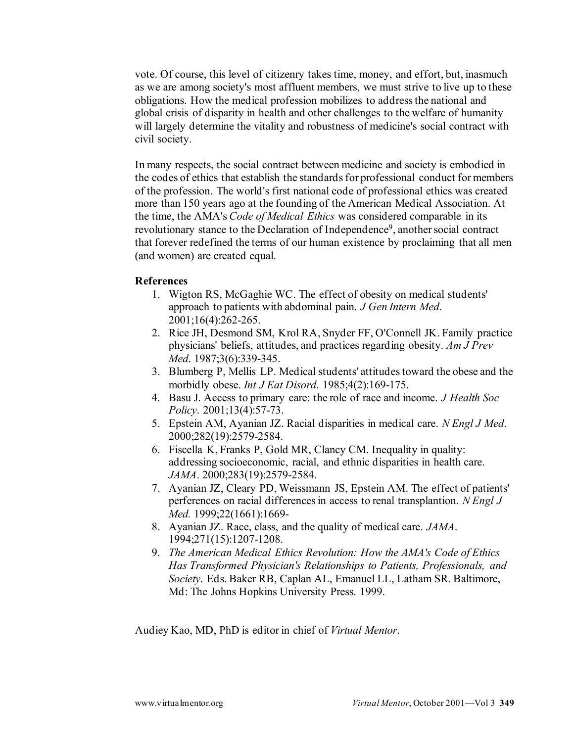vote. Of course, this level of citizenry takes time, money, and effort, but, inasmuch as we are among society's most affluent members, we must strive to live up to these obligations. How the medical profession mobilizes to address the national and global crisis of disparity in health and other challenges to the welfare of humanity will largely determine the vitality and robustness of medicine's social contract with civil society.

In many respects, the social contract between medicine and society is embodied in the codes of ethics that establish the standards for professional conduct for members of the profession. The world's first national code of professional ethics was created more than 150 years ago at the founding of the American Medical Association. At the time, the AMA's *Code of Medical Ethics* was considered comparable in its revolutionary stance to the Declaration of Independence[9], another social contract that forever redefined the terms of our human existence by proclaiming that all men (and women) are created equal.

**References**

1. Wigton RS, McGaghie WC. The effect of obesity on medical students' approach to patients with abdominal pain. *J Gen Intern Med*. 2001;16(4):262-265.
2. Rice JH, Desmond SM, Krol RA, Snyder FF, O'Connell JK. Family practice physicians' beliefs, attitudes, and practices regarding obesity. *Am J Prev Med*. 1987;3(6):339-345.
3. Blumberg P, Mellis LP. Medical students' attitudes toward the obese and the morbidly obese. *Int J Eat Disord*. 1985;4(2):169-175.
4. Basu J. Access to primary care: the role of race and income. *J Health Soc Policy*. 2001;13(4):57-73.
5. Epstein AM, Ayanian JZ. Racial disparities in medical care. *N Engl J Med*. 2000;282(19):2579-2584.
6. Fiscella K, Franks P, Gold MR, Clancy CM. Inequality in quality: addressing socioeconomic, racial, and ethnic disparities in health care. *JAMA*. 2000;283(19):2579-2584.
7. Ayanian JZ, Cleary PD, Weissmann JS, Epstein AM. The effect of patients' perferences on racial differences in access to renal transplantion. *N Engl J Med.* 1999;22(1661):1669-
8. Ayanian JZ. Race, class, and the quality of medical care. *JAMA*. 1994;271(15):1207-1208.
9. *The American Medical Ethics Revolution: How the AMA's Code of Ethics Has Transformed Physician's Relationships to Patients, Professionals, and Society*. Eds. Baker RB, Caplan AL, Emanuel LL, Latham SR. Baltimore, Md: The Johns Hopkins University Press. 1999.

Audiey Kao, MD, PhD is editor in chief of *Virtual Mentor*.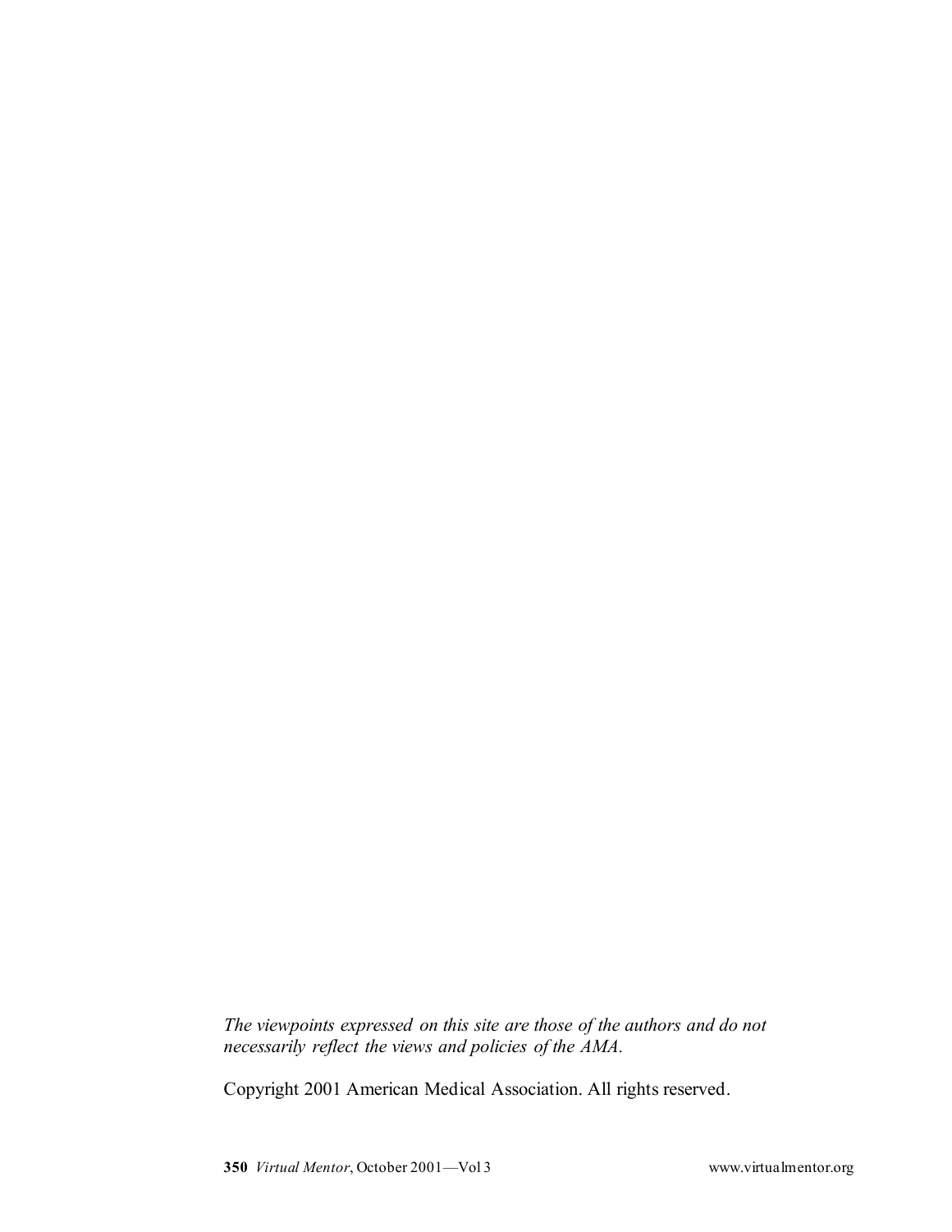*The viewpoints expressed on this site are those of the authors and do not necessarily reflect the views and policies of the AMA.*

Copyright 2001 American Medical Association. All rights reserved.